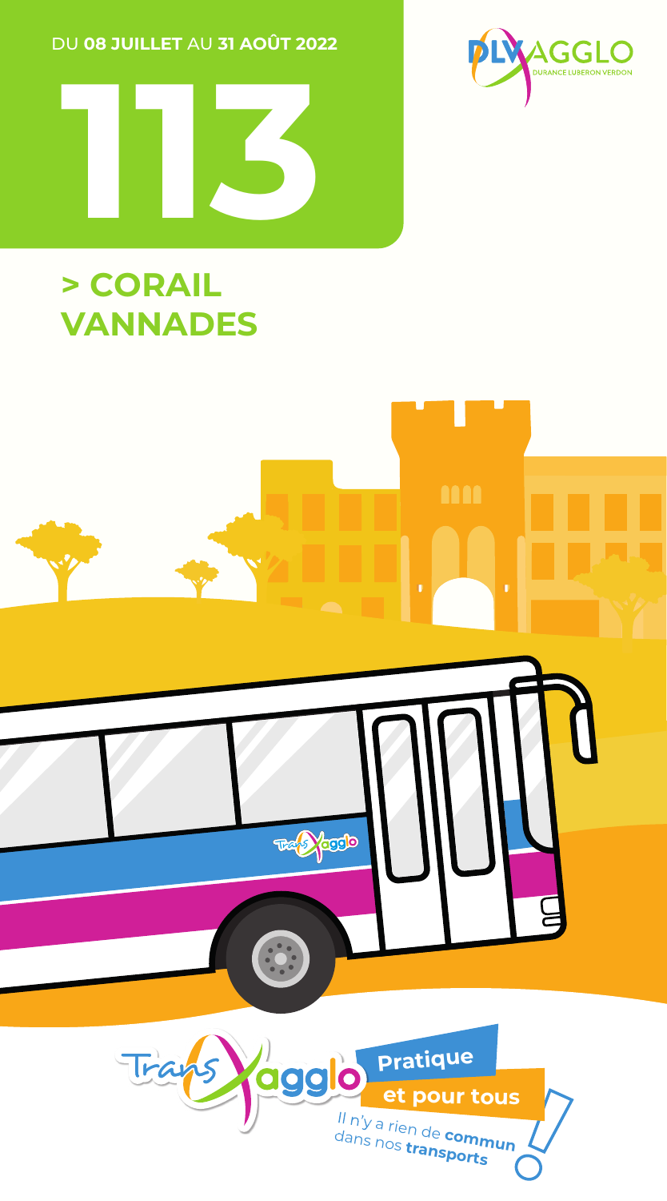DU **08 JUILLET** AU **31 AOÛT 2022**

DLVAGGLO
DURANCE LUBERON VERDON

# 113

## > CORAIL VANNADES

TransAgglo

**Pratique**

**et pour tous**

Il n'y a rien de **commun** dans nos **transports** !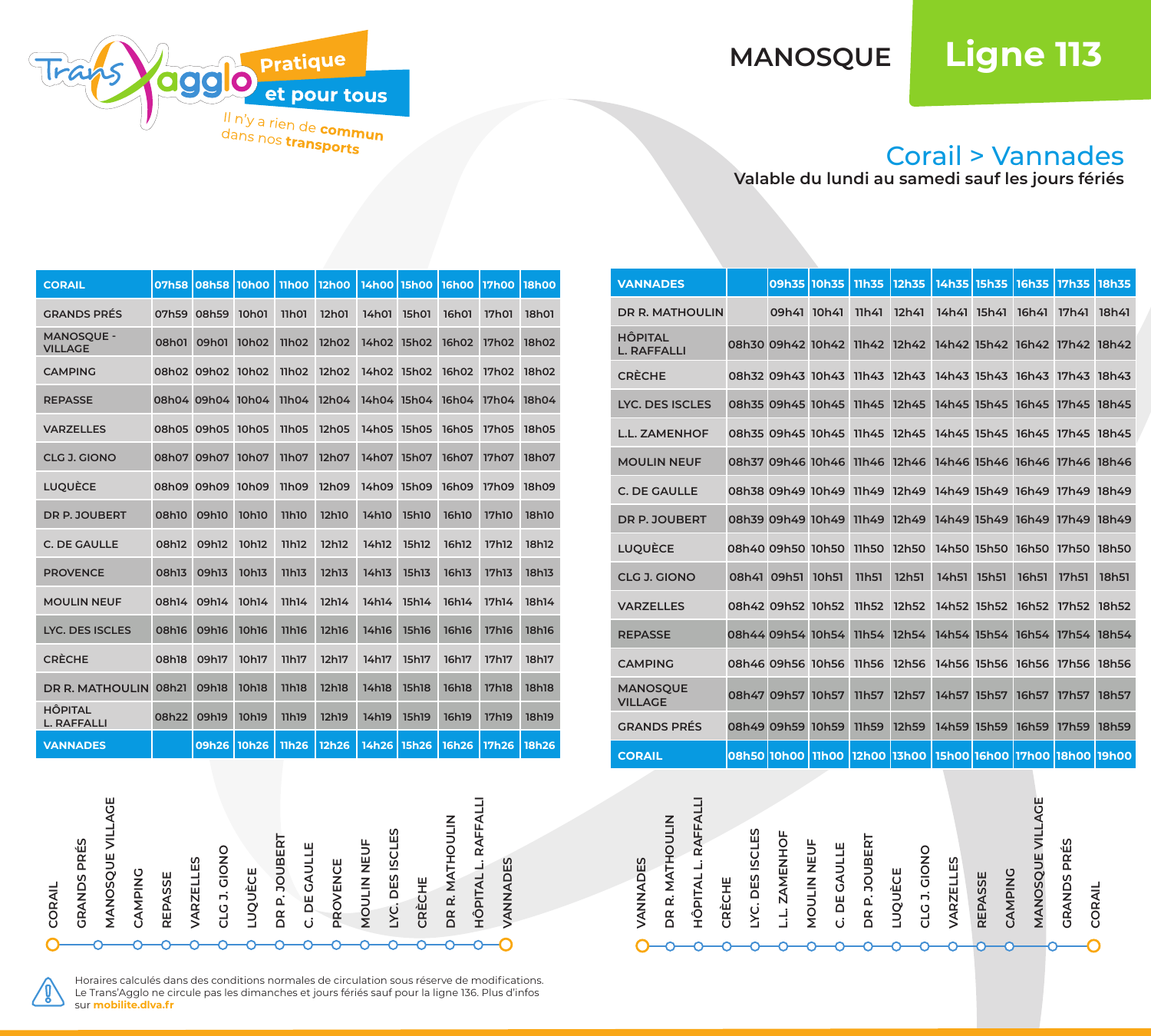Trans'Agglo — Pratique et pour tous
Il n'y a rien de commun dans nos transports

# MANOSQUE Ligne 113

## Corail > Vannades

**Valable du lundi au samedi sauf les jours fériés**

| CORAIL | 07h58 | 08h58 | 10h00 | 11h00 | 12h00 | 14h00 | 15h00 | 16h00 | 17h00 | 18h00 |
|---|---|---|---|---|---|---|---|---|---|---|
| GRANDS PRÉS | 07h59 | 08h59 | 10h01 | 11h01 | 12h01 | 14h01 | 15h01 | 16h01 | 17h01 | 18h01 |
| MANOSQUE - VILLAGE | 08h01 | 09h01 | 10h02 | 11h02 | 12h02 | 14h02 | 15h02 | 16h02 | 17h02 | 18h02 |
| CAMPING | 08h02 | 09h02 | 10h02 | 11h02 | 12h02 | 14h02 | 15h02 | 16h02 | 17h02 | 18h02 |
| REPASSE | 08h04 | 09h04 | 10h04 | 11h04 | 12h04 | 14h04 | 15h04 | 16h04 | 17h04 | 18h04 |
| VARZELLES | 08h05 | 09h05 | 10h05 | 11h05 | 12h05 | 14h05 | 15h05 | 16h05 | 17h05 | 18h05 |
| CLG J. GIONO | 08h07 | 09h07 | 10h07 | 11h07 | 12h07 | 14h07 | 15h07 | 16h07 | 17h07 | 18h07 |
| LUQUÈCE | 08h09 | 09h09 | 10h09 | 11h09 | 12h09 | 14h09 | 15h09 | 16h09 | 17h09 | 18h09 |
| DR P. JOUBERT | 08h10 | 09h10 | 10h10 | 11h10 | 12h10 | 14h10 | 15h10 | 16h10 | 17h10 | 18h10 |
| C. DE GAULLE | 08h12 | 09h12 | 10h12 | 11h12 | 12h12 | 14h12 | 15h12 | 16h12 | 17h12 | 18h12 |
| PROVENCE | 08h13 | 09h13 | 10h13 | 11h13 | 12h13 | 14h13 | 15h13 | 16h13 | 17h13 | 18h13 |
| MOULIN NEUF | 08h14 | 09h14 | 10h14 | 11h14 | 12h14 | 14h14 | 15h14 | 16h14 | 17h14 | 18h14 |
| LYC. DES ISCLES | 08h16 | 09h16 | 10h16 | 11h16 | 12h16 | 14h16 | 15h16 | 16h16 | 17h16 | 18h16 |
| CRÈCHE | 08h18 | 09h17 | 10h17 | 11h17 | 12h17 | 14h17 | 15h17 | 16h17 | 17h17 | 18h17 |
| DR R. MATHOULIN | 08h21 | 09h18 | 10h18 | 11h18 | 12h18 | 14h18 | 15h18 | 16h18 | 17h18 | 18h18 |
| HÔPITAL L. RAFFALLI | 08h22 | 09h19 | 10h19 | 11h19 | 12h19 | 14h19 | 15h19 | 16h19 | 17h19 | 18h19 |
| VANNADES | | 09h26 | 10h26 | 11h26 | 12h26 | 14h26 | 15h26 | 16h26 | 17h26 | 18h26 |

| VANNADES | | 09h35 | 10h35 | 11h35 | 12h35 | 14h35 | 15h35 | 16h35 | 17h35 | 18h35 |
|---|---|---|---|---|---|---|---|---|---|---|
| DR R. MATHOULIN | | 09h41 | 10h41 | 11h41 | 12h41 | 14h41 | 15h41 | 16h41 | 17h41 | 18h41 |
| HÔPITAL L. RAFFALLI | 08h30 | 09h42 | 10h42 | 11h42 | 12h42 | 14h42 | 15h42 | 16h42 | 17h42 | 18h42 |
| CRÈCHE | 08h32 | 09h43 | 10h43 | 11h43 | 12h43 | 14h43 | 15h43 | 16h43 | 17h43 | 18h43 |
| LYC. DES ISCLES | 08h35 | 09h45 | 10h45 | 11h45 | 12h45 | 14h45 | 15h45 | 16h45 | 17h45 | 18h45 |
| L.L. ZAMENHOF | 08h35 | 09h45 | 10h45 | 11h45 | 12h45 | 14h45 | 15h45 | 16h45 | 17h45 | 18h45 |
| MOULIN NEUF | 08h37 | 09h46 | 10h46 | 11h46 | 12h46 | 14h46 | 15h46 | 16h46 | 17h46 | 18h46 |
| C. DE GAULLE | 08h38 | 09h49 | 10h49 | 11h49 | 12h49 | 14h49 | 15h49 | 16h49 | 17h49 | 18h49 |
| DR P. JOUBERT | 08h39 | 09h49 | 10h49 | 11h49 | 12h49 | 14h49 | 15h49 | 16h49 | 17h49 | 18h49 |
| LUQUÈCE | 08h40 | 09h50 | 10h50 | 11h50 | 12h50 | 14h50 | 15h50 | 16h50 | 17h50 | 18h50 |
| CLG J. GIONO | 08h41 | 09h51 | 10h51 | 11h51 | 12h51 | 14h51 | 15h51 | 16h51 | 17h51 | 18h51 |
| VARZELLES | 08h42 | 09h52 | 10h52 | 11h52 | 12h52 | 14h52 | 15h52 | 16h52 | 17h52 | 18h52 |
| REPASSE | 08h44 | 09h54 | 10h54 | 11h54 | 12h54 | 14h54 | 15h54 | 16h54 | 17h54 | 18h54 |
| CAMPING | 08h46 | 09h56 | 10h56 | 11h56 | 12h56 | 14h56 | 15h56 | 16h56 | 17h56 | 18h56 |
| MANOSQUE VILLAGE | 08h47 | 09h57 | 10h57 | 11h57 | 12h57 | 14h57 | 15h57 | 16h57 | 17h57 | 18h57 |
| GRANDS PRÉS | 08h49 | 09h59 | 10h59 | 11h59 | 12h59 | 14h59 | 15h59 | 16h59 | 17h59 | 18h59 |
| CORAIL | 08h50 | 10h00 | 11h00 | 12h00 | 13h00 | 15h00 | 16h00 | 17h00 | 18h00 | 19h00 |

CORAIL – GRANDS PRÉS – MANOSQUE VILLAGE – CAMPING – REPASSE – VARZELLES – CLG J. GIONO – LUQUÈCE – DR P. JOUBERT – C. DE GAULLE – PROVENCE – MOULIN NEUF – LYC. DES ISCLES – CRÈCHE – DR R. MATHOULIN – HÔPITAL L. RAFFALLI – VANNADES

VANNADES – DR R. MATHOULIN – HÔPITAL L. RAFFALLI – CRÈCHE – LYC. DES ISCLES – L.L. ZAMENHOF – MOULIN NEUF – C. DE GAULLE – DR P. JOUBERT – LUQUÈCE – CLG J. GIONO – VARZELLES – REPASSE – CAMPING – MANOSQUE VILLAGE – GRANDS PRÉS – CORAIL

Horaires calculés dans des conditions normales de circulation sous réserve de modifications.
Le Trans'Agglo ne circule pas les dimanches et jours fériés sauf pour la ligne 136. Plus d'infos sur **mobilite.dlva.fr**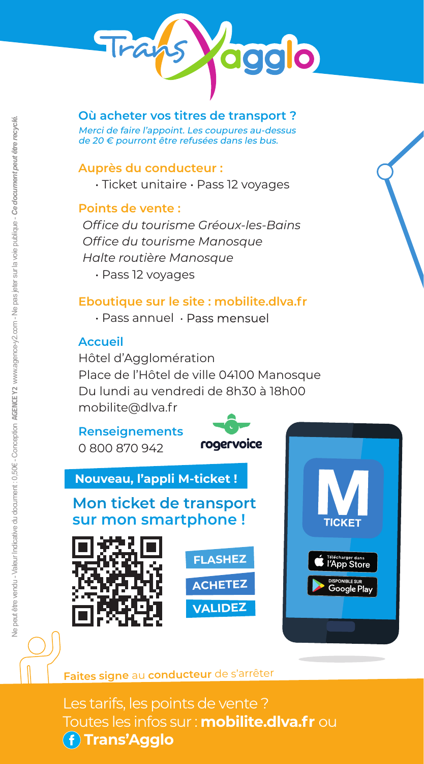# Trans'Agglo

## Où acheter vos titres de transport ?

*Merci de faire l'appoint. Les coupures au-dessus de 20 € pourront être refusées dans les bus.*

### Auprès du conducteur :

- Ticket unitaire • Pass 12 voyages

### Points de vente :

*Office du tourisme Gréoux-les-Bains*
*Office du tourisme Manosque*
*Halte routière Manosque*

- Pass 12 voyages

### Eboutique sur le site : mobilite.dlva.fr

- Pass annuel • Pass mensuel

### Accueil

Hôtel d'Agglomération
Place de l'Hôtel de ville 04100 Manosque
Du lundi au vendredi de 8h30 à 18h00
mobilite@dlva.fr

### Renseignements

0 800 870 942

rogervoice

**Nouveau, l'appli M-ticket !**

## Mon ticket de transport sur mon smartphone !

FLASHEZ
ACHETEZ
VALIDEZ

M TICKET

Télécharger dans l'App Store
DISPONIBLE SUR Google Play

**Faites signe** au **conducteur** de s'arrêter

Les tarifs, les points de vente ?
Toutes les infos sur : **mobilite.dlva.fr** ou
**Trans'Agglo**

Ne peut être vendu - Valeur Indicative du document : 0,50€ - Conception **AGENCE Y2** www.agence-y2.com - Ne pas jeter sur la voie publique - ***Ce document peut être recyclé.***